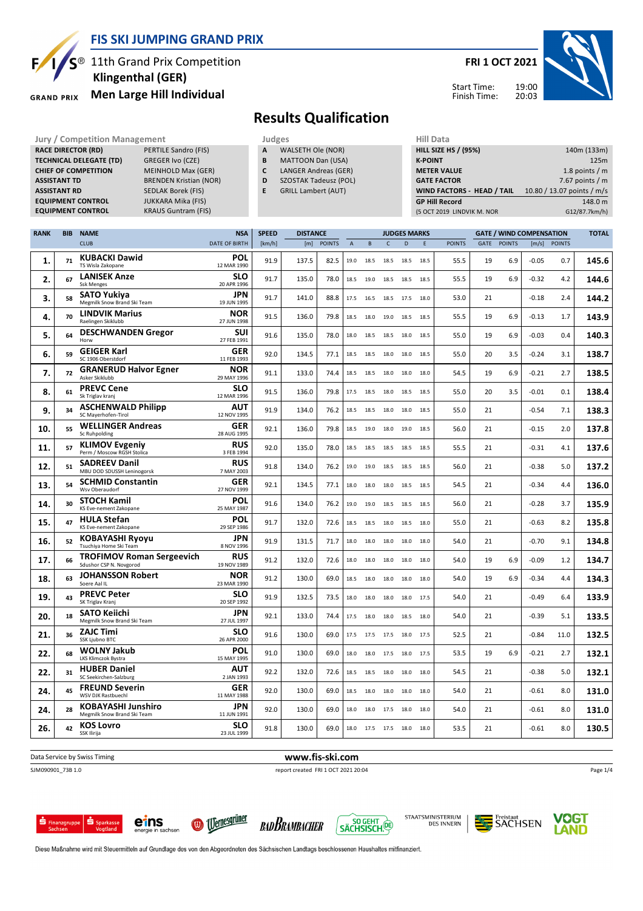# FIS SKI JUMPING GRAND PRIX

11th Grand Prix Competition
**Klingenthal (GER)**
**Men Large Hill Individual**

**FRI 1 OCT 2021**

Start Time: 19:00
Finish Time: 20:03

## Results Qualification

| Jury / Competition Management | |
|---|---|
| **RACE DIRECTOR (RD)** | PERTILE Sandro (FIS) |
| **TECHNICAL DELEGATE (TD)** | GREGER Ivo (CZE) |
| **CHIEF OF COMPETITION** | MEINHOLD Max (GER) |
| **ASSISTANT TD** | BRENDEN Kristian (NOR) |
| **ASSISTANT RD** | SEDLAK Borek (FIS) |
| **EQUIPMENT CONTROL** | JUKKARA Mika (FIS) |
| **EQUIPMENT CONTROL** | KRAUS Guntram (FIS) |

| Judges | |
|---|---|
| **A** | WALSETH Ole (NOR) |
| **B** | MATTOON Dan (USA) |
| **C** | LANGER Andreas (GER) |
| **D** | SZOSTAK Tadeusz (POL) |
| **E** | GRILL Lambert (AUT) |

| Hill Data | |
|---|---|
| **HILL SIZE HS / (95%)** | 140m (133m) |
| **K-POINT** | 125m |
| **METER VALUE** | 1.8 points / m |
| **GATE FACTOR** | 7.67 points / m |
| **WIND FACTORS - HEAD / TAIL** | 10.80 / 13.07 points / m/s |
| **GP Hill Record** | 148.0 m |
| (5 OCT 2019 LINDVIK M. NOR | G12/87.7km/h) |

| RANK | BIB | NAME / CLUB | NSA / DATE OF BIRTH | SPEED [km/h] | DISTANCE [m] | DISTANCE POINTS | A | B | C | D | E | JUDGES POINTS | GATE | GATE POINTS | WIND [m/s] | WIND POINTS | TOTAL |
|---|---|---|---|---|---|---|---|---|---|---|---|---|---|---|---|---|---|
| 1. | 71 | **KUBACKI Dawid** TS Wisla Zakopane | **POL** 12 MAR 1990 | 91.9 | 137.5 | 82.5 | 19.0 | 18.5 | 18.5 | 18.5 | 18.5 | 55.5 | 19 | 6.9 | -0.05 | 0.7 | **145.6** |
| 2. | 67 | **LANISEK Anze** Ssk Menges | **SLO** 20 APR 1996 | 91.7 | 135.0 | 78.0 | 18.5 | 19.0 | 18.5 | 18.5 | 18.5 | 55.5 | 19 | 6.9 | -0.32 | 4.2 | **144.6** |
| 3. | 58 | **SATO Yukiya** Megmilk Snow Brand Ski Team | **JPN** 19 JUN 1995 | 91.7 | 141.0 | 88.8 | 17.5 | 16.5 | 18.5 | 17.5 | 18.0 | 53.0 | 21 | | -0.18 | 2.4 | **144.2** |
| 4. | 70 | **LINDVIK Marius** Raelingen Skiklubb | **NOR** 27 JUN 1998 | 91.5 | 136.0 | 79.8 | 18.5 | 18.0 | 19.0 | 18.5 | 18.5 | 55.5 | 19 | 6.9 | -0.13 | 1.7 | **143.9** |
| 5. | 64 | **DESCHWANDEN Gregor** Horw | **SUI** 27 FEB 1991 | 91.6 | 135.0 | 78.0 | 18.0 | 18.5 | 18.5 | 18.0 | 18.5 | 55.0 | 19 | 6.9 | -0.03 | 0.4 | **140.3** |
| 6. | 59 | **GEIGER Karl** SC 1906 Oberstdorf | **GER** 11 FEB 1993 | 92.0 | 134.5 | 77.1 | 18.5 | 18.5 | 18.0 | 18.0 | 18.5 | 55.0 | 20 | 3.5 | -0.24 | 3.1 | **138.7** |
| 7. | 72 | **GRANERUD Halvor Egner** Asker Skiklubb | **NOR** 29 MAY 1996 | 91.1 | 133.0 | 74.4 | 18.5 | 18.5 | 18.0 | 18.0 | 18.0 | 54.5 | 19 | 6.9 | -0.21 | 2.7 | **138.5** |
| 8. | 61 | **PREVC Cene** Sk Triglav kranj | **SLO** 12 MAR 1996 | 91.5 | 136.0 | 79.8 | 17.5 | 18.5 | 18.0 | 18.5 | 18.5 | 55.0 | 20 | 3.5 | -0.01 | 0.1 | **138.4** |
| 9. | 34 | **ASCHENWALD Philipp** SC Mayerhofen-Tirol | **AUT** 12 NOV 1995 | 91.9 | 134.0 | 76.2 | 18.5 | 18.5 | 18.0 | 18.0 | 18.5 | 55.0 | 21 | | -0.54 | 7.1 | **138.3** |
| 10. | 55 | **WELLINGER Andreas** Sc Ruhpolding | **GER** 28 AUG 1995 | 92.1 | 136.0 | 79.8 | 18.5 | 19.0 | 18.0 | 19.0 | 18.5 | 56.0 | 21 | | -0.15 | 2.0 | **137.8** |
| 11. | 57 | **KLIMOV Evgeniy** Perm / Moscow RGSH Stolica | **RUS** 3 FEB 1994 | 92.0 | 135.0 | 78.0 | 18.5 | 18.5 | 18.5 | 18.5 | 18.5 | 55.5 | 21 | | -0.31 | 4.1 | **137.6** |
| 12. | 51 | **SADREEV Danil** MBU DOD SDUSSH Leninogorsk | **RUS** 7 MAY 2003 | 91.8 | 134.0 | 76.2 | 19.0 | 19.0 | 18.5 | 18.5 | 18.5 | 56.0 | 21 | | -0.38 | 5.0 | **137.2** |
| 13. | 54 | **SCHMID Constantin** Wsv Oberaudorf | **GER** 27 NOV 1999 | 92.1 | 134.5 | 77.1 | 18.0 | 18.0 | 18.0 | 18.5 | 18.5 | 54.5 | 21 | | -0.34 | 4.4 | **136.0** |
| 14. | 30 | **STOCH Kamil** KS Eve-nement Zakopane | **POL** 25 MAY 1987 | 91.6 | 134.0 | 76.2 | 19.0 | 19.0 | 18.5 | 18.5 | 18.5 | 56.0 | 21 | | -0.28 | 3.7 | **135.9** |
| 15. | 47 | **HULA Stefan** KS Eve-nement Zakopane | **POL** 29 SEP 1986 | 91.7 | 132.0 | 72.6 | 18.5 | 18.5 | 18.0 | 18.5 | 18.0 | 55.0 | 21 | | -0.63 | 8.2 | **135.8** |
| 16. | 52 | **KOBAYASHI Ryoyu** Tsuchiya Home Ski Team | **JPN** 8 NOV 1996 | 91.9 | 131.5 | 71.7 | 18.0 | 18.0 | 18.0 | 18.0 | 18.0 | 54.0 | 21 | | -0.70 | 9.1 | **134.8** |
| 17. | 66 | **TROFIMOV Roman Sergeevich** Sdushor CSP N. Novgorod | **RUS** 19 NOV 1989 | 91.2 | 132.0 | 72.6 | 18.0 | 18.0 | 18.0 | 18.0 | 18.0 | 54.0 | 19 | 6.9 | -0.09 | 1.2 | **134.7** |
| 18. | 63 | **JOHANSSON Robert** Soere Aal IL | **NOR** 23 MAR 1990 | 91.2 | 130.0 | 69.0 | 18.5 | 18.0 | 18.0 | 18.0 | 18.0 | 54.0 | 19 | 6.9 | -0.34 | 4.4 | **134.3** |
| 19. | 43 | **PREVC Peter** SK Triglav Kranj | **SLO** 20 SEP 1992 | 91.9 | 132.5 | 73.5 | 18.0 | 18.0 | 18.0 | 18.0 | 17.5 | 54.0 | 21 | | -0.49 | 6.4 | **133.9** |
| 20. | 18 | **SATO Keiichi** Megmilk Snow Brand Ski Team | **JPN** 27 JUL 1997 | 92.1 | 133.0 | 74.4 | 17.5 | 18.0 | 18.0 | 18.5 | 18.0 | 54.0 | 21 | | -0.39 | 5.1 | **133.5** |
| 21. | 36 | **ZAJC Timi** SSK Ljubno BTC | **SLO** 26 APR 2000 | 91.6 | 130.0 | 69.0 | 17.5 | 17.5 | 17.5 | 18.0 | 17.5 | 52.5 | 21 | | -0.84 | 11.0 | **132.5** |
| 22. | 68 | **WOLNY Jakub** LKS Klimczok Bystra | **POL** 15 MAY 1995 | 91.0 | 130.0 | 69.0 | 18.0 | 18.0 | 17.5 | 18.0 | 17.5 | 53.5 | 19 | 6.9 | -0.21 | 2.7 | **132.1** |
| 22. | 31 | **HUBER Daniel** SC Seekirchen-Salzburg | **AUT** 2 JAN 1993 | 92.2 | 132.0 | 72.6 | 18.5 | 18.5 | 18.0 | 18.0 | 18.0 | 54.5 | 21 | | -0.38 | 5.0 | **132.1** |
| 24. | 45 | **FREUND Severin** WSV DJK Rastbuechl | **GER** 11 MAY 1988 | 92.0 | 130.0 | 69.0 | 18.5 | 18.0 | 18.0 | 18.0 | 18.0 | 54.0 | 21 | | -0.61 | 8.0 | **131.0** |
| 24. | 28 | **KOBAYASHI Junshiro** Megmilk Snow Brand Ski Team | **JPN** 11 JUN 1991 | 92.0 | 130.0 | 69.0 | 18.0 | 18.0 | 17.5 | 18.0 | 18.0 | 54.0 | 21 | | -0.61 | 8.0 | **131.0** |
| 26. | 42 | **KOS Lovro** SSK Ilirija | **SLO** 23 JUL 1999 | 91.8 | 130.0 | 69.0 | 18.0 | 17.5 | 17.5 | 18.0 | 18.0 | 53.5 | 21 | | -0.61 | 8.0 | **130.5** |

Data Service by Swiss Timing — **www.fis-ski.com**

SJM090901_73B 1.0 — report created FRI 1 OCT 2021 20:04

Diese Maßnahme wird mit Steuermitteln auf Grundlage des von den Abgeordneten des Sächsischen Landtags beschlossenen Haushaltes mitfinanziert.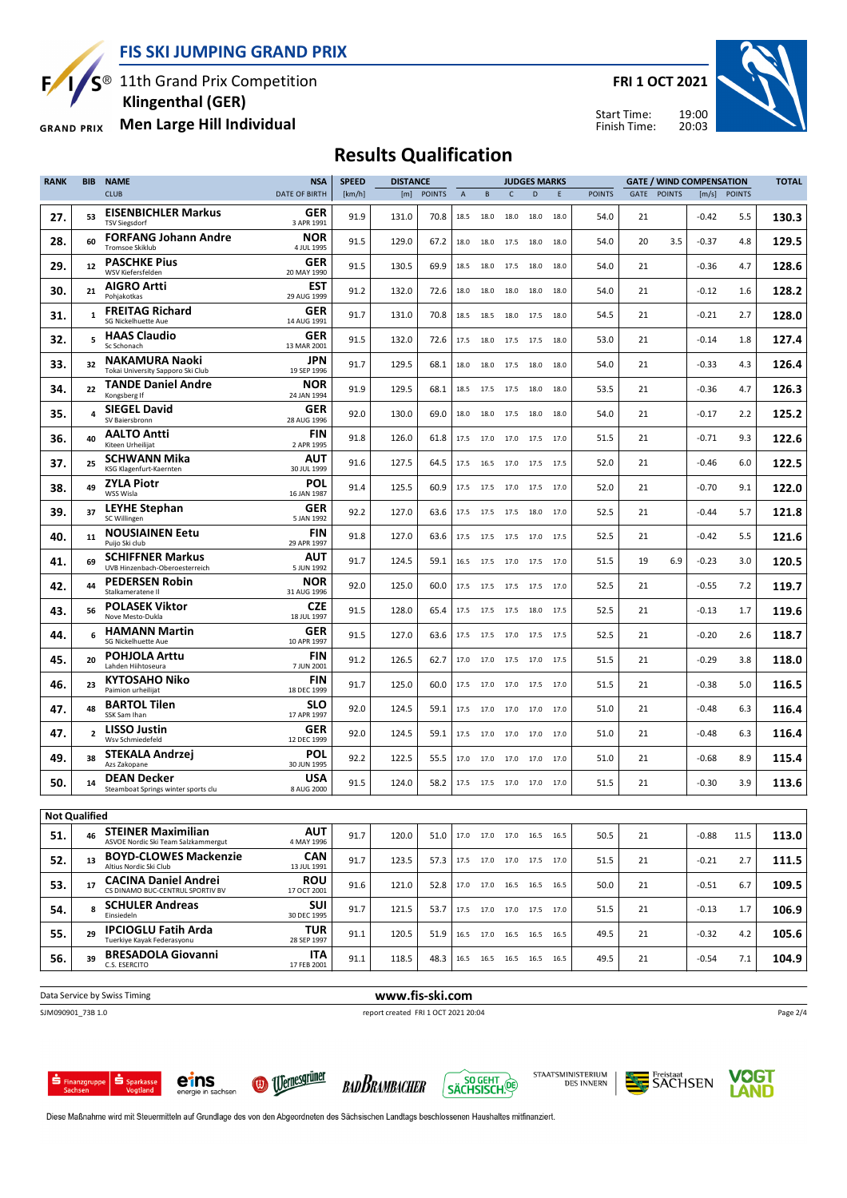# FIS SKI JUMPING GRAND PRIX

11th Grand Prix Competition
**Klingenthal (GER)**
**Men Large Hill Individual**

**FRI 1 OCT 2021**

Start Time: 19:00
Finish Time: 20:03

## Results Qualification

| RANK | BIB | NAME / CLUB | NSA / DATE OF BIRTH | SPEED [km/h] | DISTANCE [m] | DISTANCE POINTS | A | B | C | D | E | JUDGES POINTS | GATE | GATE POINTS | WIND [m/s] | WIND POINTS | TOTAL |
|---|---|---|---|---|---|---|---|---|---|---|---|---|---|---|---|---|---|
| 27. | 53 | **EISENBICHLER Markus** TSV Siegsdorf | GER 3 APR 1991 | 91.9 | 131.0 | 70.8 | 18.5 | 18.0 | 18.0 | 18.0 | 18.0 | 54.0 | 21 | | -0.42 | 5.5 | 130.3 |
| 28. | 60 | **FORFANG Johann Andre** Tromsoe Skiklub | NOR 4 JUL 1995 | 91.5 | 129.0 | 67.2 | 18.0 | 18.0 | 17.5 | 18.0 | 18.0 | 54.0 | 20 | 3.5 | -0.37 | 4.8 | 129.5 |
| 29. | 12 | **PASCHKE Pius** WSV Kiefersfelden | GER 20 MAY 1990 | 91.5 | 130.5 | 69.9 | 18.5 | 18.0 | 17.5 | 18.0 | 18.0 | 54.0 | 21 | | -0.36 | 4.7 | 128.6 |
| 30. | 21 | **AIGRO Artti** Pohjakotkas | EST 29 AUG 1999 | 91.2 | 132.0 | 72.6 | 18.0 | 18.0 | 18.0 | 18.0 | 18.0 | 54.0 | 21 | | -0.12 | 1.6 | 128.2 |
| 31. | 1 | **FREITAG Richard** SG Nickelhuette Aue | GER 14 AUG 1991 | 91.7 | 131.0 | 70.8 | 18.5 | 18.5 | 18.0 | 17.5 | 18.0 | 54.5 | 21 | | -0.21 | 2.7 | 128.0 |
| 32. | 5 | **HAAS Claudio** Sc Schonach | GER 13 MAR 2001 | 91.5 | 132.0 | 72.6 | 17.5 | 18.0 | 17.5 | 17.5 | 18.0 | 53.0 | 21 | | -0.14 | 1.8 | 127.4 |
| 33. | 32 | **NAKAMURA Naoki** Tokai University Sapporo Ski Club | JPN 19 SEP 1996 | 91.7 | 129.5 | 68.1 | 18.0 | 18.0 | 17.5 | 18.0 | 18.0 | 54.0 | 21 | | -0.33 | 4.3 | 126.4 |
| 34. | 22 | **TANDE Daniel Andre** Kongsberg If | NOR 24 JAN 1994 | 91.9 | 129.5 | 68.1 | 18.5 | 17.5 | 17.5 | 18.0 | 18.0 | 53.5 | 21 | | -0.36 | 4.7 | 126.3 |
| 35. | 4 | **SIEGEL David** SV Baiersbronn | GER 28 AUG 1996 | 92.0 | 130.0 | 69.0 | 18.0 | 18.0 | 17.5 | 18.0 | 18.0 | 54.0 | 21 | | -0.17 | 2.2 | 125.2 |
| 36. | 40 | **AALTO Antti** Kiteen Urheilijat | FIN 2 APR 1995 | 91.8 | 126.0 | 61.8 | 17.5 | 17.0 | 17.0 | 17.5 | 17.0 | 51.5 | 21 | | -0.71 | 9.3 | 122.6 |
| 37. | 25 | **SCHWANN Mika** KSG Klagenfurt-Kaernten | AUT 30 JUL 1999 | 91.6 | 127.5 | 64.5 | 17.5 | 16.5 | 17.0 | 17.5 | 17.5 | 52.0 | 21 | | -0.46 | 6.0 | 122.5 |
| 38. | 49 | **ZYLA Piotr** WSS Wisla | POL 16 JAN 1987 | 91.4 | 125.5 | 60.9 | 17.5 | 17.5 | 17.0 | 17.5 | 17.0 | 52.0 | 21 | | -0.70 | 9.1 | 122.0 |
| 39. | 37 | **LEYHE Stephan** SC Willingen | GER 5 JAN 1992 | 92.2 | 127.0 | 63.6 | 17.5 | 17.5 | 17.5 | 18.0 | 17.0 | 52.5 | 21 | | -0.44 | 5.7 | 121.8 |
| 40. | 11 | **NOUSIAINEN Eetu** Puijo Ski club | FIN 29 APR 1997 | 91.8 | 127.0 | 63.6 | 17.5 | 17.5 | 17.5 | 17.0 | 17.5 | 52.5 | 21 | | -0.42 | 5.5 | 121.6 |
| 41. | 69 | **SCHIFFNER Markus** UVB Hinzenbach-Oberoesterreich | AUT 5 JUN 1992 | 91.7 | 124.5 | 59.1 | 16.5 | 17.5 | 17.0 | 17.5 | 17.0 | 51.5 | 19 | 6.9 | -0.23 | 3.0 | 120.5 |
| 42. | 44 | **PEDERSEN Robin** Stalkameratene Il | NOR 31 AUG 1996 | 92.0 | 125.0 | 60.0 | 17.5 | 17.5 | 17.5 | 17.5 | 17.0 | 52.5 | 21 | | -0.55 | 7.2 | 119.7 |
| 43. | 56 | **POLASEK Viktor** Nove Mesto-Dukla | CZE 18 JUL 1997 | 91.5 | 128.0 | 65.4 | 17.5 | 17.5 | 17.5 | 18.0 | 17.5 | 52.5 | 21 | | -0.13 | 1.7 | 119.6 |
| 44. | 6 | **HAMANN Martin** SG Nickelhuette Aue | GER 10 APR 1997 | 91.5 | 127.0 | 63.6 | 17.5 | 17.5 | 17.0 | 17.5 | 17.5 | 52.5 | 21 | | -0.20 | 2.6 | 118.7 |
| 45. | 20 | **POHJOLA Arttu** Lahden Hiihtoseura | FIN 7 JUN 2001 | 91.2 | 126.5 | 62.7 | 17.0 | 17.0 | 17.5 | 17.0 | 17.5 | 51.5 | 21 | | -0.29 | 3.8 | 118.0 |
| 46. | 23 | **KYTOSAHO Niko** Paimion urheilijat | FIN 18 DEC 1999 | 91.7 | 125.0 | 60.0 | 17.5 | 17.0 | 17.0 | 17.5 | 17.0 | 51.5 | 21 | | -0.38 | 5.0 | 116.5 |
| 47. | 48 | **BARTOL Tilen** SSK Sam Ihan | SLO 17 APR 1997 | 92.0 | 124.5 | 59.1 | 17.5 | 17.0 | 17.0 | 17.0 | 17.0 | 51.0 | 21 | | -0.48 | 6.3 | 116.4 |
| 47. | 2 | **LISSO Justin** Wsv Schmiedefeld | GER 12 DEC 1999 | 92.0 | 124.5 | 59.1 | 17.5 | 17.0 | 17.0 | 17.0 | 17.0 | 51.0 | 21 | | -0.48 | 6.3 | 116.4 |
| 49. | 38 | **STEKALA Andrzej** Azs Zakopane | POL 30 JUN 1995 | 92.2 | 122.5 | 55.5 | 17.0 | 17.0 | 17.0 | 17.0 | 17.0 | 51.0 | 21 | | -0.68 | 8.9 | 115.4 |
| 50. | 14 | **DEAN Decker** Steamboat Springs winter sports clu | USA 8 AUG 2000 | 91.5 | 124.0 | 58.2 | 17.5 | 17.5 | 17.0 | 17.0 | 17.0 | 51.5 | 21 | | -0.30 | 3.9 | 113.6 |

**Not Qualified**

| RANK | BIB | NAME / CLUB | NSA / DATE OF BIRTH | SPEED [km/h] | DISTANCE [m] | DISTANCE POINTS | A | B | C | D | E | JUDGES POINTS | GATE | GATE POINTS | WIND [m/s] | WIND POINTS | TOTAL |
|---|---|---|---|---|---|---|---|---|---|---|---|---|---|---|---|---|---|
| 51. | 46 | **STEINER Maximilian** ASVOE Nordic Ski Team Salzkammergut | AUT 4 MAY 1996 | 91.7 | 120.0 | 51.0 | 17.0 | 17.0 | 17.0 | 16.5 | 16.5 | 50.5 | 21 | | -0.88 | 11.5 | 113.0 |
| 52. | 13 | **BOYD-CLOWES Mackenzie** Altius Nordic Ski Club | CAN 13 JUL 1991 | 91.7 | 123.5 | 57.3 | 17.5 | 17.0 | 17.0 | 17.5 | 17.0 | 51.5 | 21 | | -0.21 | 2.7 | 111.5 |
| 53. | 17 | **CACINA Daniel Andrei** CS DINAMO BUC-CENTRUL SPORTIV BV | ROU 17 OCT 2001 | 91.6 | 121.0 | 52.8 | 17.0 | 17.0 | 16.5 | 16.5 | 16.5 | 50.0 | 21 | | -0.51 | 6.7 | 109.5 |
| 54. | 8 | **SCHULER Andreas** Einsiedeln | SUI 30 DEC 1995 | 91.7 | 121.5 | 53.7 | 17.5 | 17.0 | 17.0 | 17.5 | 17.0 | 51.5 | 21 | | -0.13 | 1.7 | 106.9 |
| 55. | 29 | **IPCIOGLU Fatih Arda** Tuerkiye Kayak Federasyonu | TUR 28 SEP 1997 | 91.1 | 120.5 | 51.9 | 16.5 | 17.0 | 16.5 | 16.5 | 16.5 | 49.5 | 21 | | -0.32 | 4.2 | 105.6 |
| 56. | 39 | **BRESADOLA Giovanni** C.S. ESERCITO | ITA 17 FEB 2001 | 91.1 | 118.5 | 48.3 | 16.5 | 16.5 | 16.5 | 16.5 | 16.5 | 49.5 | 21 | | -0.54 | 7.1 | 104.9 |

Data Service by Swiss Timing — www.fis-ski.com

SJM090901_73B 1.0 — report created FRI 1 OCT 2021 20:04

Diese Maßnahme wird mit Steuermitteln auf Grundlage des von den Abgeordneten des Sächsischen Landtags beschlossenen Haushaltes mitfinanziert.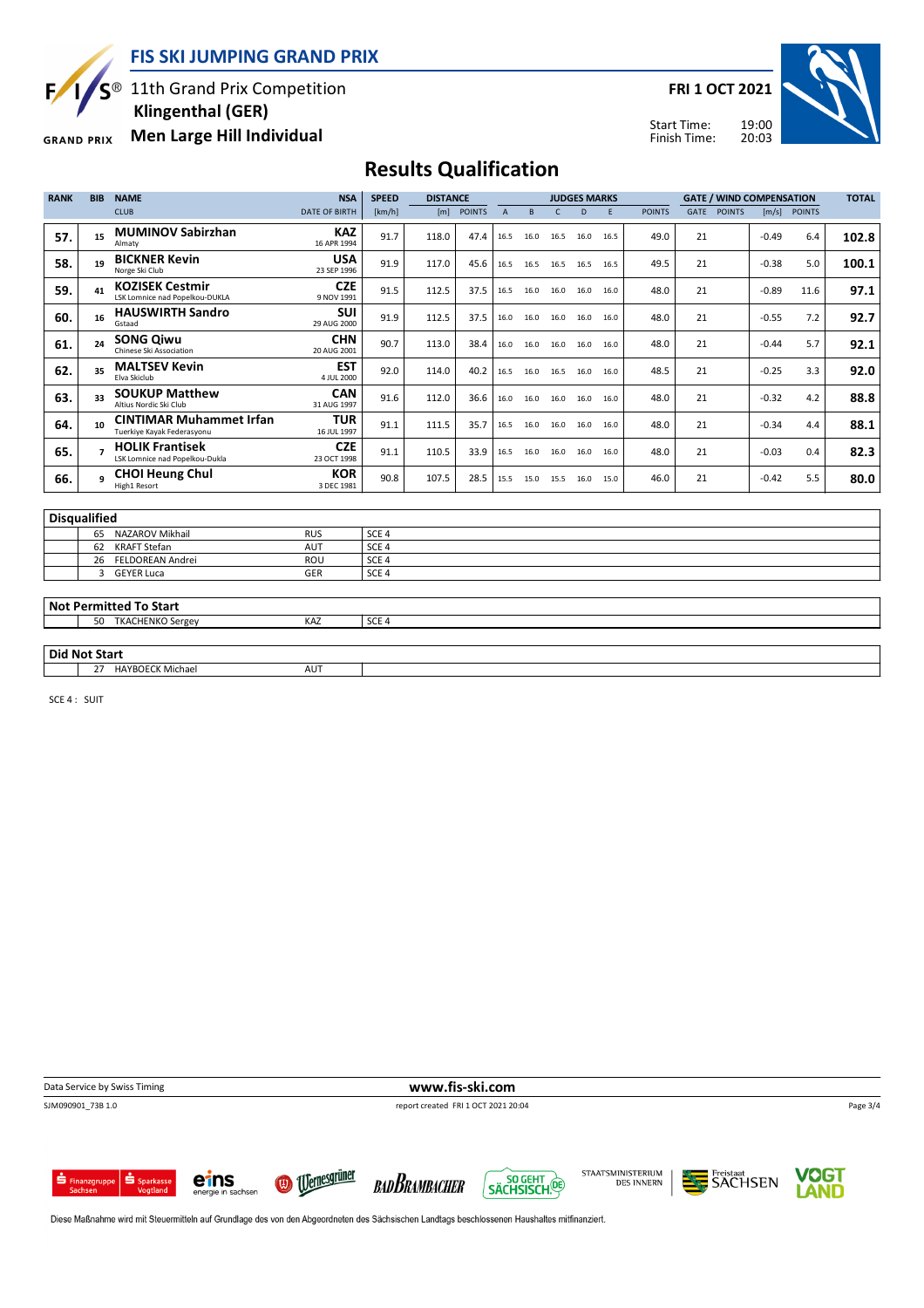# FIS SKI JUMPING GRAND PRIX

11th Grand Prix Competition
**Klingenthal (GER)**
**Men Large Hill Individual**

**FRI 1 OCT 2021**

Start Time: 19:00
Finish Time: 20:03

## Results Qualification

| RANK | BIB | NAME / CLUB | NSA / DATE OF BIRTH | SPEED [km/h] | DISTANCE [m] | DISTANCE POINTS | A | B | C | D | E | JUDGES POINTS | GATE | GATE POINTS | WIND [m/s] | WIND POINTS | TOTAL |
|---|---|---|---|---|---|---|---|---|---|---|---|---|---|---|---|---|---|
| 57. | 15 | **MUMINOV Sabirzhan** Almaty | **KAZ** 16 APR 1994 | 91.7 | 118.0 | 47.4 | 16.5 | 16.0 | 16.5 | 16.0 | 16.5 | 49.0 | 21 | | -0.49 | 6.4 | **102.8** |
| 58. | 19 | **BICKNER Kevin** Norge Ski Club | **USA** 23 SEP 1996 | 91.9 | 117.0 | 45.6 | 16.5 | 16.5 | 16.5 | 16.5 | 16.5 | 49.5 | 21 | | -0.38 | 5.0 | **100.1** |
| 59. | 41 | **KOZISEK Cestmir** LSK Lomnice nad Popelkou-DUKLA | **CZE** 9 NOV 1991 | 91.5 | 112.5 | 37.5 | 16.5 | 16.0 | 16.0 | 16.0 | 16.0 | 48.0 | 21 | | -0.89 | 11.6 | **97.1** |
| 60. | 16 | **HAUSWIRTH Sandro** Gstaad | **SUI** 29 AUG 2000 | 91.9 | 112.5 | 37.5 | 16.0 | 16.0 | 16.0 | 16.0 | 16.0 | 48.0 | 21 | | -0.55 | 7.2 | **92.7** |
| 61. | 24 | **SONG Qiwu** Chinese Ski Association | **CHN** 20 AUG 2001 | 90.7 | 113.0 | 38.4 | 16.0 | 16.0 | 16.0 | 16.0 | 16.0 | 48.0 | 21 | | -0.44 | 5.7 | **92.1** |
| 62. | 35 | **MALTSEV Kevin** Elva Skiclub | **EST** 4 JUL 2000 | 92.0 | 114.0 | 40.2 | 16.5 | 16.0 | 16.5 | 16.0 | 16.0 | 48.5 | 21 | | -0.25 | 3.3 | **92.0** |
| 63. | 33 | **SOUKUP Matthew** Altius Nordic Ski Club | **CAN** 31 AUG 1997 | 91.6 | 112.0 | 36.6 | 16.0 | 16.0 | 16.0 | 16.0 | 16.0 | 48.0 | 21 | | -0.32 | 4.2 | **88.8** |
| 64. | 10 | **CINTIMAR Muhammet Irfan** Tuerkiye Kayak Federasyonu | **TUR** 16 JUL 1997 | 91.1 | 111.5 | 35.7 | 16.5 | 16.0 | 16.0 | 16.0 | 16.0 | 48.0 | 21 | | -0.34 | 4.4 | **88.1** |
| 65. | 7 | **HOLIK Frantisek** LSK Lomnice nad Popelkou-Dukla | **CZE** 23 OCT 1998 | 91.1 | 110.5 | 33.9 | 16.5 | 16.0 | 16.0 | 16.0 | 16.0 | 48.0 | 21 | | -0.03 | 0.4 | **82.3** |
| 66. | 9 | **CHOI Heung Chul** High1 Resort | **KOR** 3 DEC 1981 | 90.8 | 107.5 | 28.5 | 15.5 | 15.0 | 15.5 | 16.0 | 15.0 | 46.0 | 21 | | -0.42 | 5.5 | **80.0** |

**Disqualified**

| BIB | NAME | NSA | REASON |
|---|---|---|---|
| 65 | NAZAROV Mikhail | RUS | SCE 4 |
| 62 | KRAFT Stefan | AUT | SCE 4 |
| 26 | FELDOREAN Andrei | ROU | SCE 4 |
| 3 | GEYER Luca | GER | SCE 4 |

**Not Permitted To Start**

| BIB | NAME | NSA | REASON |
|---|---|---|---|
| 50 | TKACHENKO Sergey | KAZ | SCE 4 |

**Did Not Start**

| BIB | NAME | NSA |
|---|---|---|
| 27 | HAYBOECK Michael | AUT |

SCE 4 : SUIT

Data Service by Swiss Timing — www.fis-ski.com

SJM090901_73B 1.0 — report created FRI 1 OCT 2021 20:04

Diese Maßnahme wird mit Steuermitteln auf Grundlage des von den Abgeordneten des Sächsischen Landtags beschlossenen Haushaltes mitfinanziert.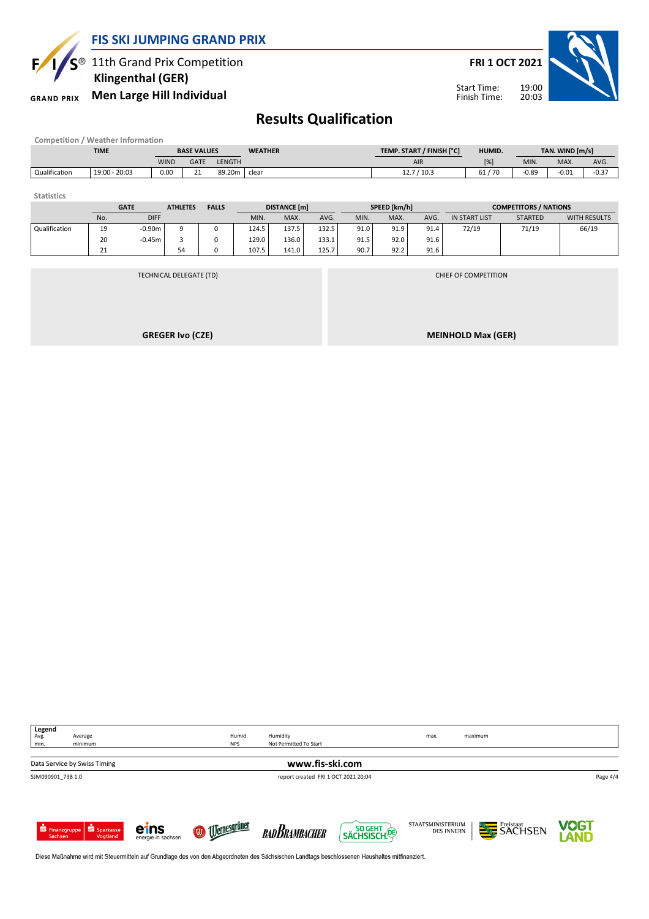# FIS SKI JUMPING GRAND PRIX

11th Grand Prix Competition
**Klingenthal (GER)**
**Men Large Hill Individual**

**FRI 1 OCT 2021**

Start Time: 19:00
Finish Time: 20:03

## Results Qualification

**Competition / Weather Information**

| TIME | | BASE VALUES | | | WEATHER | TEMP. START / FINISH [°C] | HUMID. | TAN. WIND [m/s] | | |
|---|---|---|---|---|---|---|---|---|---|---|
| | | WIND | GATE | LENGTH | | AIR | [%] | MIN. | MAX. | AVG. |
| Qualification | 19:00 - 20:03 | 0.00 | 21 | 89.20m | clear | 12.7 / 10.3 | 61 / 70 | -0.89 | -0.01 | -0.37 |

**Statistics**

| | GATE | | ATHLETES | FALLS | DISTANCE [m] | | | SPEED [km/h] | | | COMPETITORS / NATIONS | | |
|---|---|---|---|---|---|---|---|---|---|---|---|---|---|
| | No. | DIFF | | | MIN. | MAX. | AVG. | MIN. | MAX. | AVG. | IN START LIST | STARTED | WITH RESULTS |
| Qualification | 19 | -0.90m | 9 | 0 | 124.5 | 137.5 | 132.5 | 91.0 | 91.9 | 91.4 | 72/19 | 71/19 | 66/19 |
| | 20 | -0.45m | 3 | 0 | 129.0 | 136.0 | 133.1 | 91.5 | 92.0 | 91.6 | | | |
| | 21 | | 54 | 0 | 107.5 | 141.0 | 125.7 | 90.7 | 92.2 | 91.6 | | | |

| TECHNICAL DELEGATE (TD) | CHIEF OF COMPETITION |
|---|---|
| **GREGER Ivo (CZE)** | **MEINHOLD Max (GER)** |

**Legend**

| | | | | | |
|---|---|---|---|---|---|
| Avg. | Average | Humid. | Humidity | max. | maximum |
| min. | minimum | NPS | Not Permitted To Start | | |

Data Service by Swiss Timing

www.fis-ski.com

SJM090901_73B 1.0

report created FRI 1 OCT 2021 20:04

Diese Maßnahme wird mit Steuermitteln auf Grundlage des von den Abgeordneten des Sächsischen Landtags beschlossenen Haushaltes mitfinanziert.